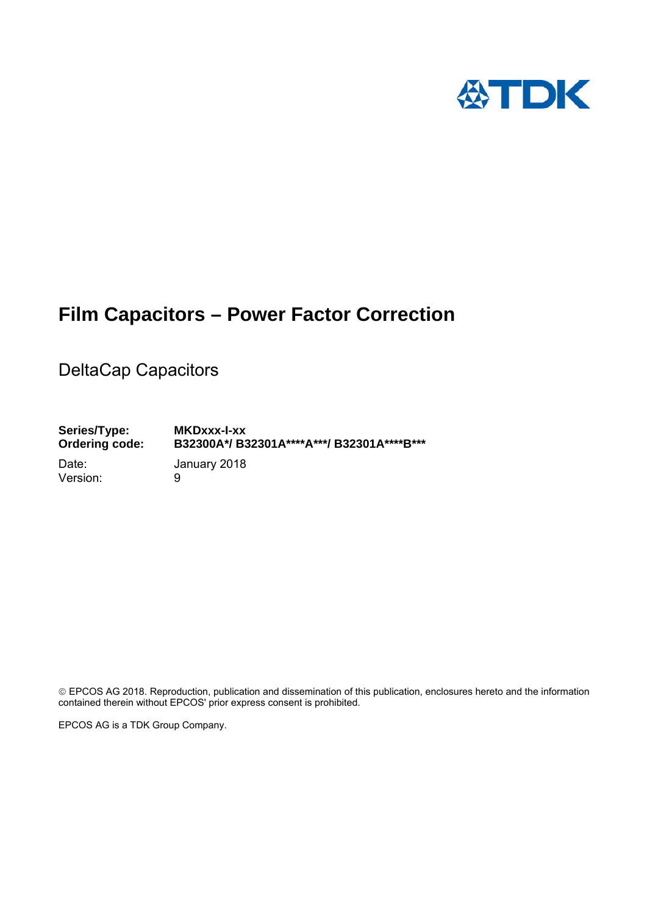# Film Capacitors – Power Factor Correction

## DeltaCap Capacitors

**Series/Type:** **MKDxxx-I-xx**
**Ordering code:** **B32300A*/ B32301A****A***/ B32301A****B*****

Date: January 2018
Version: 9

© EPCOS AG 2018. Reproduction, publication and dissemination of this publication, enclosures hereto and the information contained therein without EPCOS' prior express consent is prohibited.

EPCOS AG is a TDK Group Company.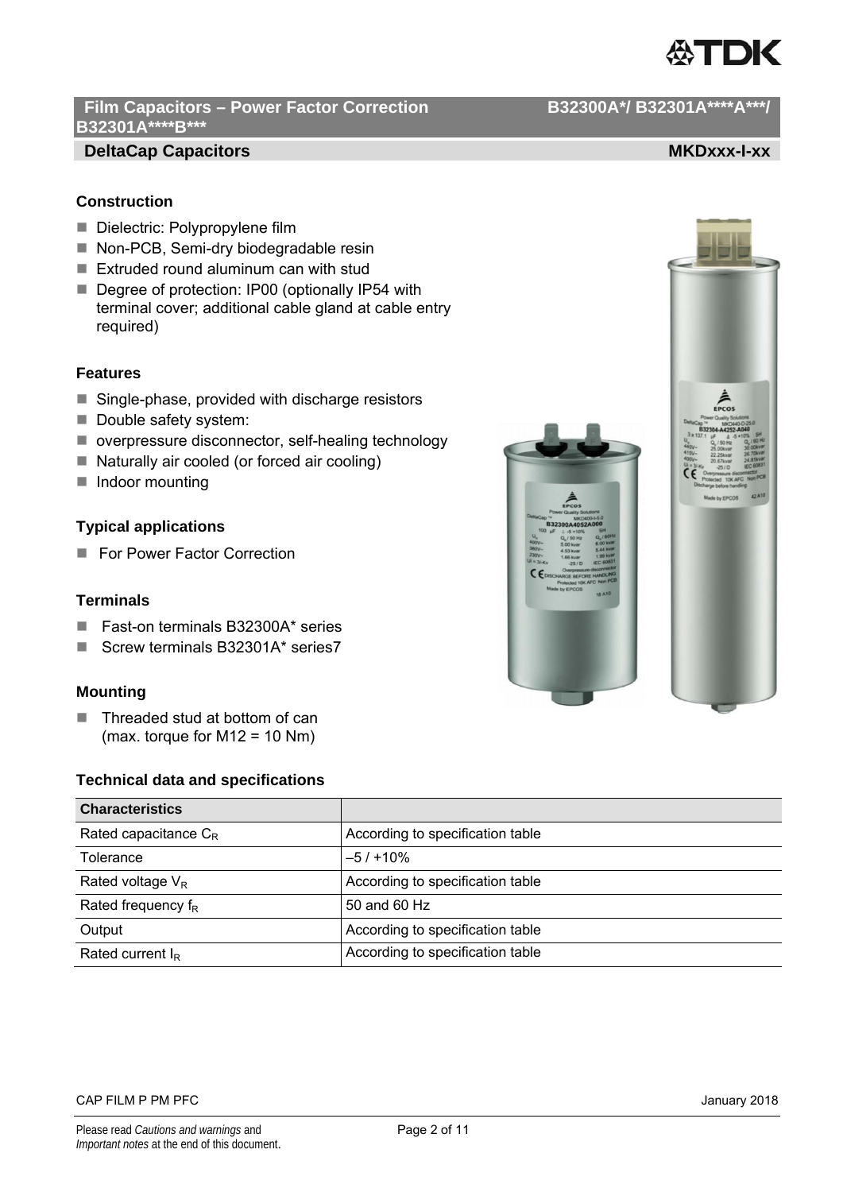## Construction

- Dielectric: Polypropylene film
- Non-PCB, Semi-dry biodegradable resin
- Extruded round aluminum can with stud
- Degree of protection: IP00 (optionally IP54 with terminal cover; additional cable gland at cable entry required)

## Features

- Single-phase, provided with discharge resistors
- Double safety system:
- overpressure disconnector, self-healing technology
- Naturally air cooled (or forced air cooling)
- Indoor mounting

## Typical applications

- For Power Factor Correction

## Terminals

- Fast-on terminals B32300A* series
- Screw terminals B32301A* series7

## Mounting

- Threaded stud at bottom of can (max. torque for M12 = 10 Nm)

## Technical data and specifications

| Characteristics | |
|---|---|
| Rated capacitance $C_R$ | According to specification table |
| Tolerance | –5 / +10% |
| Rated voltage $V_R$ | According to specification table |
| Rated frequency $f_R$ | 50 and 60 Hz |
| Output | According to specification table |
| Rated current $I_R$ | According to specification table |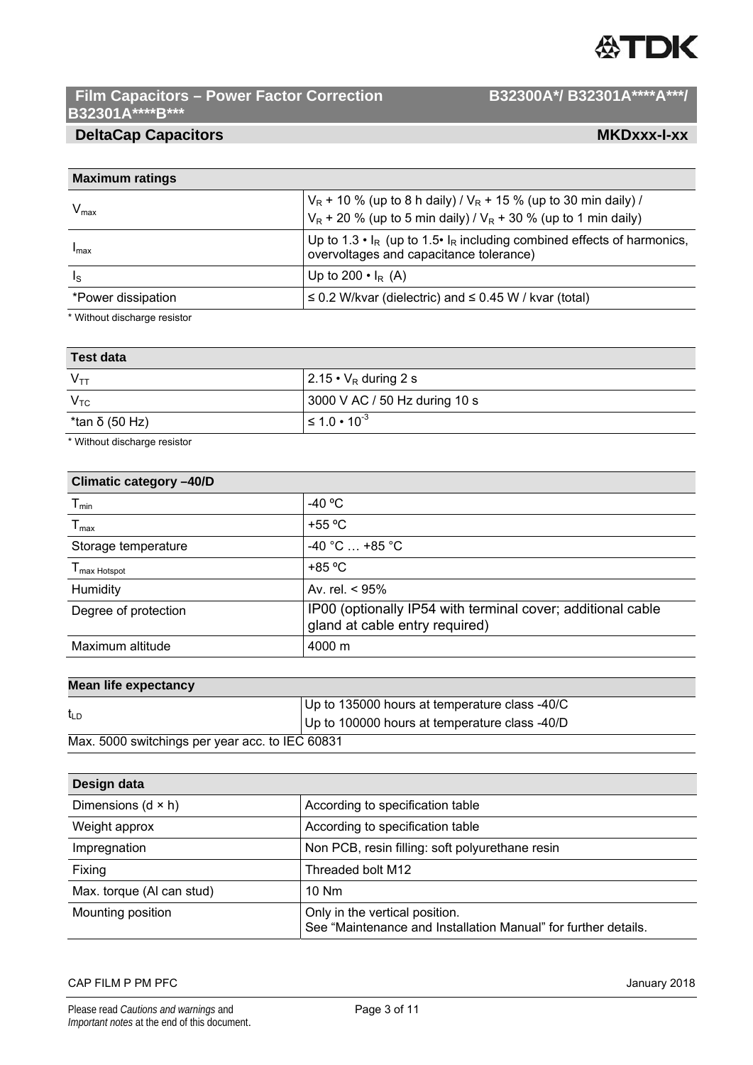## Maximum ratings

| Maximum ratings | |
|---|---|
| $V_{max}$ | $V_R$ + 10 % (up to 8 h daily) / $V_R$ + 15 % (up to 30 min daily) / $V_R$ + 20 % (up to 5 min daily) / $V_R$ + 30 % (up to 1 min daily) |
| $I_{max}$ | Up to 1.3 • $I_R$ (up to 1.5• $I_R$ including combined effects of harmonics, overvoltages and capacitance tolerance) |
| $I_S$ | Up to 200 • $I_R$ (A) |
| *Power dissipation | ≤ 0.2 W/kvar (dielectric) and ≤ 0.45 W / kvar (total) |

* Without discharge resistor

## Test data

| Test data | |
|---|---|
| $V_{TT}$ | 2.15 • $V_R$ during 2 s |
| $V_{TC}$ | 3000 V AC / 50 Hz during 10 s |
| *tan δ (50 Hz) | ≤ $1.0 \cdot 10^{-3}$ |

* Without discharge resistor

## Climatic category –40/D

| Climatic category –40/D | |
|---|---|
| $T_{min}$ | -40 ºC |
| $T_{max}$ | +55 ºC |
| Storage temperature | -40 °C … +85 °C |
| $T_{max\ Hotspot}$ | +85 ºC |
| Humidity | Av. rel. < 95% |
| Degree of protection | IP00 (optionally IP54 with terminal cover; additional cable gland at cable entry required) |
| Maximum altitude | 4000 m |

## Mean life expectancy

| Mean life expectancy | |
|---|---|
| $t_{LD}$ | Up to 135000 hours at temperature class -40/C |
| | Up to 100000 hours at temperature class -40/D |
| Max. 5000 switchings per year acc. to IEC 60831 | |

## Design data

| Design data | |
|---|---|
| Dimensions (d × h) | According to specification table |
| Weight approx | According to specification table |
| Impregnation | Non PCB, resin filling: soft polyurethane resin |
| Fixing | Threaded bolt M12 |
| Max. torque (Al can stud) | 10 Nm |
| Mounting position | Only in the vertical position. See "Maintenance and Installation Manual" for further details. |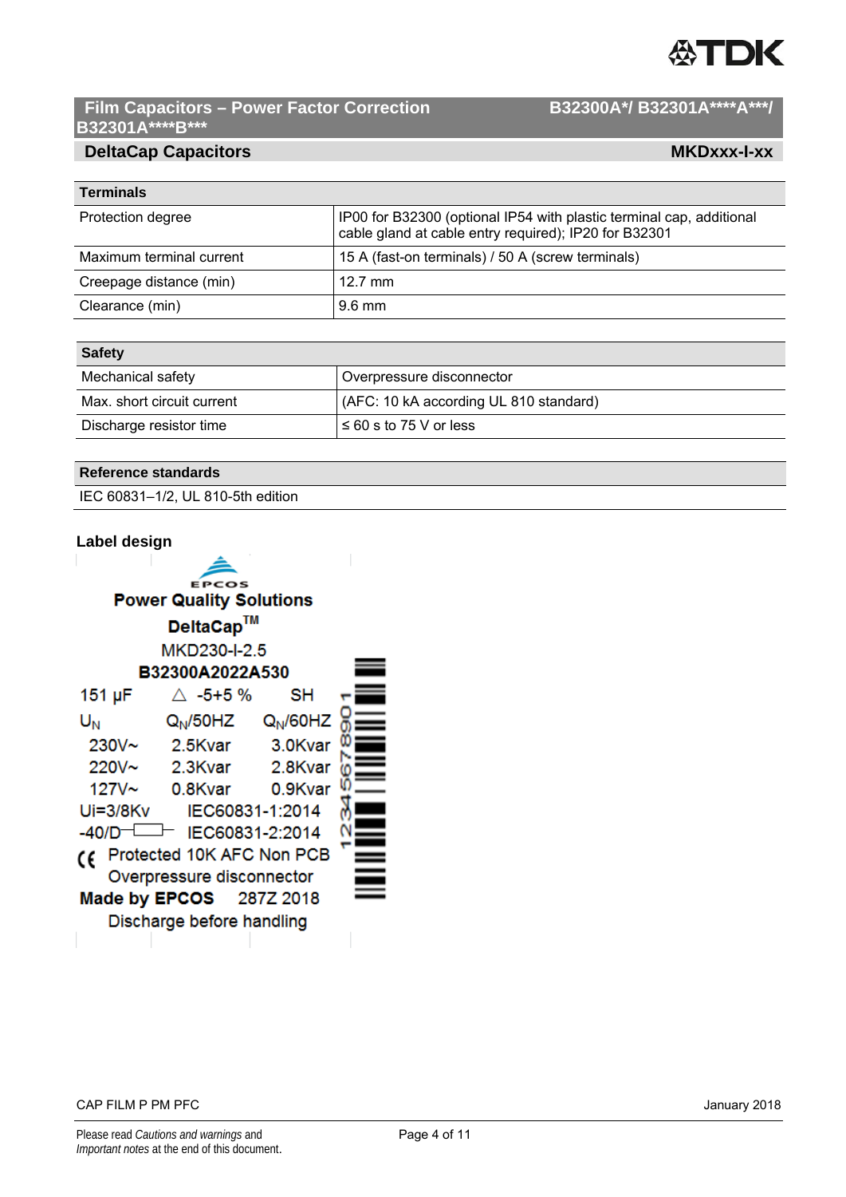## Terminals

| Terminals | |
|---|---|
| Protection degree | IP00 for B32300 (optional IP54 with plastic terminal cap, additional cable gland at cable entry required); IP20 for B32301 |
| Maximum terminal current | 15 A (fast-on terminals) / 50 A (screw terminals) |
| Creepage distance (min) | 12.7 mm |
| Clearance (min) | 9.6 mm |

## Safety

| Safety | |
|---|---|
| Mechanical safety | Overpressure disconnector |
| Max. short circuit current | (AFC: 10 kA according UL 810 standard) |
| Discharge resistor time | ≤ 60 s to 75 V or less |

## Reference standards

IEC 60831–1/2, UL 810-5th edition

## Label design

EPCOS

**Power Quality Solutions**

**DeltaCap™**

MKD230-I-2.5

**B32300A2022A530**

| 151 µF | △ -5+5 % | SH |
|---|---|---|
| $U_N$ | $Q_N$/50HZ | $Q_N$/60HZ |
| 230V~ | 2.5Kvar | 3.0Kvar |
| 220V~ | 2.3Kvar | 2.8Kvar |
| 127V~ | 0.8Kvar | 0.9Kvar |

Ui=3/8Kv IEC60831-1:2014

-40/D IEC60831-2:2014

CE Protected 10K AFC Non PCB

Overpressure disconnector

**Made by EPCOS** 287Z 2018

Discharge before handling

1234567890 1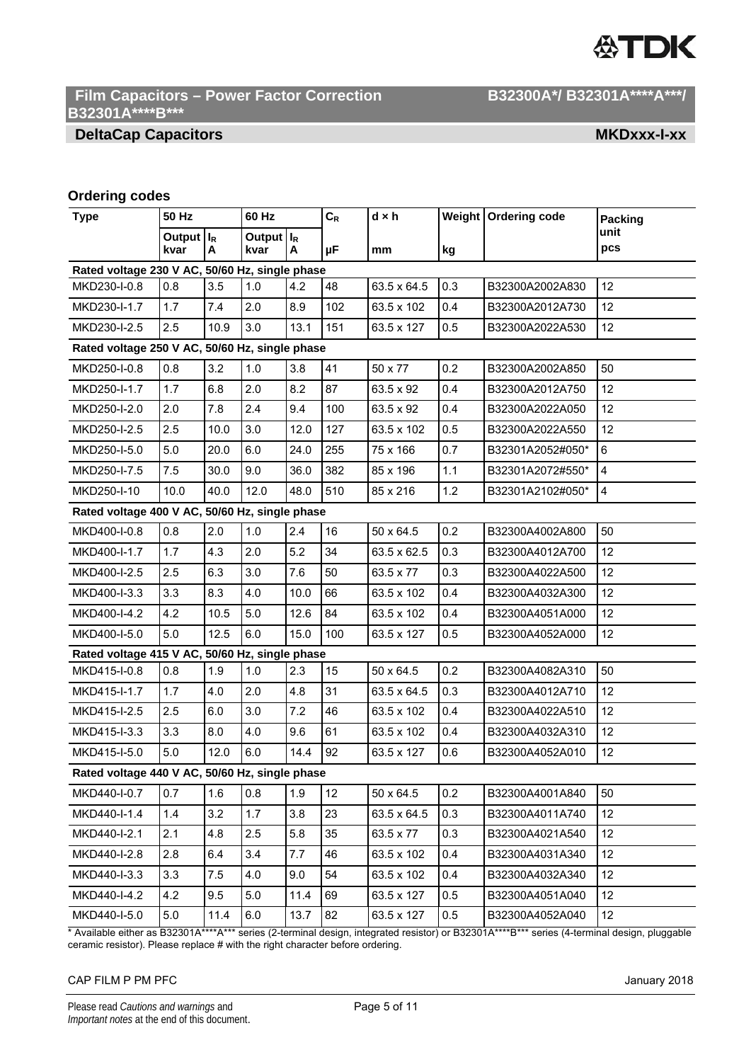## Ordering codes

| Type | 50 Hz | | 60 Hz | | $C_R$ | d × h | Weight | Ordering code | Packing unit |
|---|---|---|---|---|---|---|---|---|---|
| | Output kvar | $I_R$ A | Output kvar | $I_R$ A | µF | mm | kg | | pcs |
| **Rated voltage 230 V AC, 50/60 Hz, single phase** | | | | | | | | | |
| MKD230-I-0.8 | 0.8 | 3.5 | 1.0 | 4.2 | 48 | 63.5 x 64.5 | 0.3 | B32300A2002A830 | 12 |
| MKD230-I-1.7 | 1.7 | 7.4 | 2.0 | 8.9 | 102 | 63.5 x 102 | 0.4 | B32300A2012A730 | 12 |
| MKD230-I-2.5 | 2.5 | 10.9 | 3.0 | 13.1 | 151 | 63.5 x 127 | 0.5 | B32300A2022A530 | 12 |
| **Rated voltage 250 V AC, 50/60 Hz, single phase** | | | | | | | | | |
| MKD250-I-0.8 | 0.8 | 3.2 | 1.0 | 3.8 | 41 | 50 x 77 | 0.2 | B32300A2002A850 | 50 |
| MKD250-I-1.7 | 1.7 | 6.8 | 2.0 | 8.2 | 87 | 63.5 x 92 | 0.4 | B32300A2012A750 | 12 |
| MKD250-I-2.0 | 2.0 | 7.8 | 2.4 | 9.4 | 100 | 63.5 x 92 | 0.4 | B32300A2022A050 | 12 |
| MKD250-I-2.5 | 2.5 | 10.0 | 3.0 | 12.0 | 127 | 63.5 x 102 | 0.5 | B32300A2022A550 | 12 |
| MKD250-I-5.0 | 5.0 | 20.0 | 6.0 | 24.0 | 255 | 75 x 166 | 0.7 | B32301A2052#050* | 6 |
| MKD250-I-7.5 | 7.5 | 30.0 | 9.0 | 36.0 | 382 | 85 x 196 | 1.1 | B32301A2072#550* | 4 |
| MKD250-I-10 | 10.0 | 40.0 | 12.0 | 48.0 | 510 | 85 x 216 | 1.2 | B32301A2102#050* | 4 |
| **Rated voltage 400 V AC, 50/60 Hz, single phase** | | | | | | | | | |
| MKD400-I-0.8 | 0.8 | 2.0 | 1.0 | 2.4 | 16 | 50 x 64.5 | 0.2 | B32300A4002A800 | 50 |
| MKD400-I-1.7 | 1.7 | 4.3 | 2.0 | 5.2 | 34 | 63.5 x 62.5 | 0.3 | B32300A4012A700 | 12 |
| MKD400-I-2.5 | 2.5 | 6.3 | 3.0 | 7.6 | 50 | 63.5 x 77 | 0.3 | B32300A4022A500 | 12 |
| MKD400-I-3.3 | 3.3 | 8.3 | 4.0 | 10.0 | 66 | 63.5 x 102 | 0.4 | B32300A4032A300 | 12 |
| MKD400-I-4.2 | 4.2 | 10.5 | 5.0 | 12.6 | 84 | 63.5 x 102 | 0.4 | B32300A4051A000 | 12 |
| MKD400-I-5.0 | 5.0 | 12.5 | 6.0 | 15.0 | 100 | 63.5 x 127 | 0.5 | B32300A4052A000 | 12 |
| **Rated voltage 415 V AC, 50/60 Hz, single phase** | | | | | | | | | |
| MKD415-I-0.8 | 0.8 | 1.9 | 1.0 | 2.3 | 15 | 50 x 64.5 | 0.2 | B32300A4082A310 | 50 |
| MKD415-I-1.7 | 1.7 | 4.0 | 2.0 | 4.8 | 31 | 63.5 x 64.5 | 0.3 | B32300A4012A710 | 12 |
| MKD415-I-2.5 | 2.5 | 6.0 | 3.0 | 7.2 | 46 | 63.5 x 102 | 0.4 | B32300A4022A510 | 12 |
| MKD415-I-3.3 | 3.3 | 8.0 | 4.0 | 9.6 | 61 | 63.5 x 102 | 0.4 | B32300A4032A310 | 12 |
| MKD415-I-5.0 | 5.0 | 12.0 | 6.0 | 14.4 | 92 | 63.5 x 127 | 0.6 | B32300A4052A010 | 12 |
| **Rated voltage 440 V AC, 50/60 Hz, single phase** | | | | | | | | | |
| MKD440-I-0.7 | 0.7 | 1.6 | 0.8 | 1.9 | 12 | 50 x 64.5 | 0.2 | B32300A4001A840 | 50 |
| MKD440-I-1.4 | 1.4 | 3.2 | 1.7 | 3.8 | 23 | 63.5 x 64.5 | 0.3 | B32300A4011A740 | 12 |
| MKD440-I-2.1 | 2.1 | 4.8 | 2.5 | 5.8 | 35 | 63.5 x 77 | 0.3 | B32300A4021A540 | 12 |
| MKD440-I-2.8 | 2.8 | 6.4 | 3.4 | 7.7 | 46 | 63.5 x 102 | 0.4 | B32300A4031A340 | 12 |
| MKD440-I-3.3 | 3.3 | 7.5 | 4.0 | 9.0 | 54 | 63.5 x 102 | 0.4 | B32300A4032A340 | 12 |
| MKD440-I-4.2 | 4.2 | 9.5 | 5.0 | 11.4 | 69 | 63.5 x 127 | 0.5 | B32300A4051A040 | 12 |
| MKD440-I-5.0 | 5.0 | 11.4 | 6.0 | 13.7 | 82 | 63.5 x 127 | 0.5 | B32300A4052A040 | 12 |

* Available either as B32301A****A*** series (2-terminal design, integrated resistor) or B32301A****B*** series (4-terminal design, pluggable ceramic resistor). Please replace # with the right character before ordering.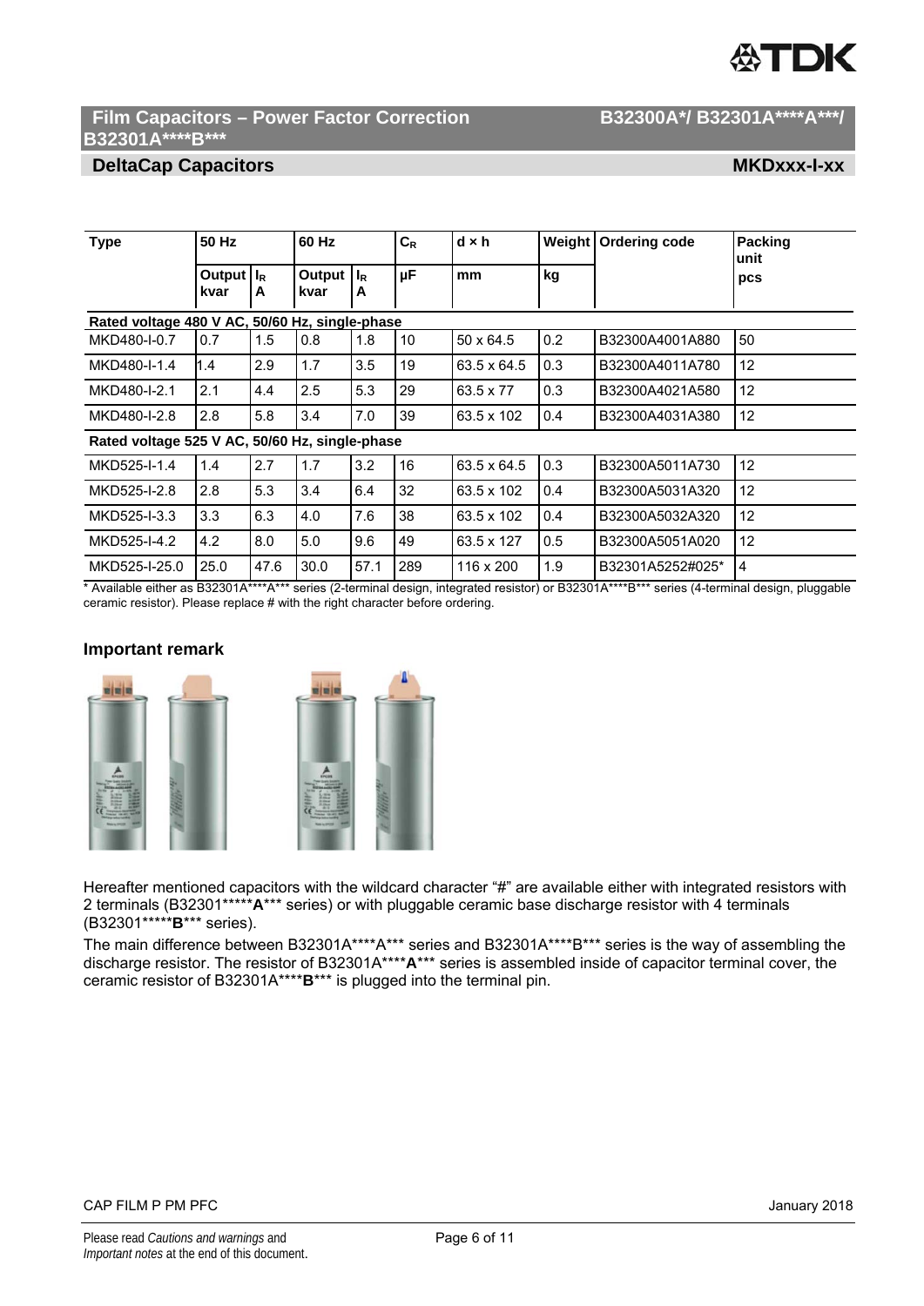## Film Capacitors – Power Factor Correction B32300A*/ B32301A****A***/ B32301A****B***

## DeltaCap Capacitors MKDxxx-I-xx

| Type | 50 Hz | | 60 Hz | | $C_R$ | d × h | Weight | Ordering code | Packing unit |
|---|---|---|---|---|---|---|---|---|---|
| | Output kvar | $I_R$ A | Output kvar | $I_R$ A | µF | mm | kg | | pcs |
| **Rated voltage 480 V AC, 50/60 Hz, single-phase** | | | | | | | | | |
| MKD480-I-0.7 | 0.7 | 1.5 | 0.8 | 1.8 | 10 | 50 x 64.5 | 0.2 | B32300A4001A880 | 50 |
| MKD480-I-1.4 | 1.4 | 2.9 | 1.7 | 3.5 | 19 | 63.5 x 64.5 | 0.3 | B32300A4011A780 | 12 |
| MKD480-I-2.1 | 2.1 | 4.4 | 2.5 | 5.3 | 29 | 63.5 x 77 | 0.3 | B32300A4021A580 | 12 |
| MKD480-I-2.8 | 2.8 | 5.8 | 3.4 | 7.0 | 39 | 63.5 x 102 | 0.4 | B32300A4031A380 | 12 |
| **Rated voltage 525 V AC, 50/60 Hz, single-phase** | | | | | | | | | |
| MKD525-I-1.4 | 1.4 | 2.7 | 1.7 | 3.2 | 16 | 63.5 x 64.5 | 0.3 | B32300A5011A730 | 12 |
| MKD525-I-2.8 | 2.8 | 5.3 | 3.4 | 6.4 | 32 | 63.5 x 102 | 0.4 | B32300A5031A320 | 12 |
| MKD525-I-3.3 | 3.3 | 6.3 | 4.0 | 7.6 | 38 | 63.5 x 102 | 0.4 | B32300A5032A320 | 12 |
| MKD525-I-4.2 | 4.2 | 8.0 | 5.0 | 9.6 | 49 | 63.5 x 127 | 0.5 | B32300A5051A020 | 12 |
| MKD525-I-25.0 | 25.0 | 47.6 | 30.0 | 57.1 | 289 | 116 x 200 | 1.9 | B32301A5252#025* | 4 |

\* Available either as B32301A****A*** series (2-terminal design, integrated resistor) or B32301A****B*** series (4-terminal design, pluggable ceramic resistor). Please replace # with the right character before ordering.

### Important remark

Hereafter mentioned capacitors with the wildcard character "#" are available either with integrated resistors with 2 terminals (B32301*****A*** series) or with pluggable ceramic base discharge resistor with 4 terminals (B32301*****B*** series).

The main difference between B32301A****A*** series and B32301A****B*** series is the way of assembling the discharge resistor. The resistor of B32301A****A*** series is assembled inside of capacitor terminal cover, the ceramic resistor of B32301A****B*** is plugged into the terminal pin.

CAP FILM P PM PFC January 2018

Please read *Cautions and warnings* and *Important notes* at the end of this document.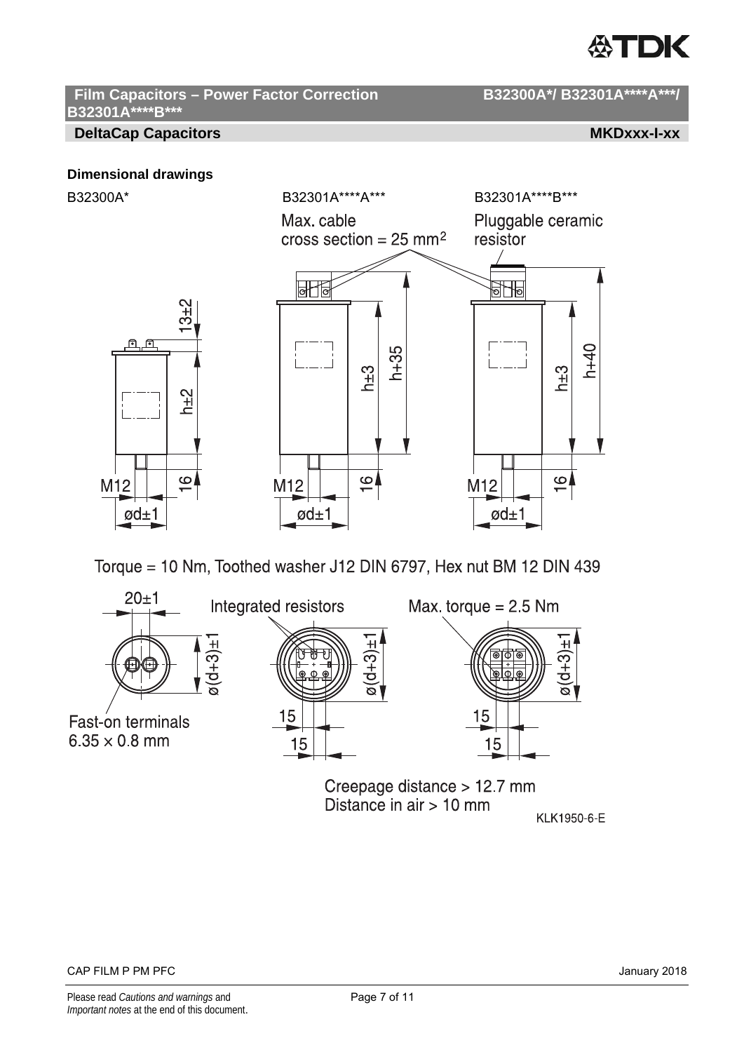## Dimensional drawings

B32300A*

B32301A****A***

B32301A****B***

Max. cable cross section = 25 mm²

Pluggable ceramic resistor

13±2

h±2

16

M12

ød±1

h±3

h+35

h+40

Torque = 10 Nm, Toothed washer J12 DIN 6797, Hex nut BM 12 DIN 439

20±1

Integrated resistors

Max. torque = 2.5 Nm

ø(d+3)±1

Fast-on terminals 6.35 × 0.8 mm

15

15

Creepage distance > 12.7 mm
Distance in air > 10 mm

KLK1950-6-E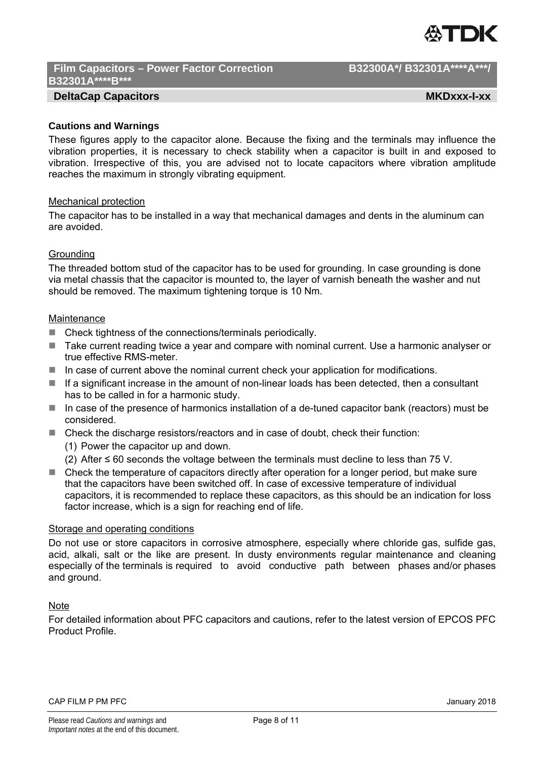## Cautions and Warnings

These figures apply to the capacitor alone. Because the fixing and the terminals may influence the vibration properties, it is necessary to check stability when a capacitor is built in and exposed to vibration. Irrespective of this, you are advised not to locate capacitors where vibration amplitude reaches the maximum in strongly vibrating equipment.

### Mechanical protection

The capacitor has to be installed in a way that mechanical damages and dents in the aluminum can are avoided.

### Grounding

The threaded bottom stud of the capacitor has to be used for grounding. In case grounding is done via metal chassis that the capacitor is mounted to, the layer of varnish beneath the washer and nut should be removed. The maximum tightening torque is 10 Nm.

### Maintenance

- Check tightness of the connections/terminals periodically.
- Take current reading twice a year and compare with nominal current. Use a harmonic analyser or true effective RMS-meter.
- In case of current above the nominal current check your application for modifications.
- If a significant increase in the amount of non-linear loads has been detected, then a consultant has to be called in for a harmonic study.
- In case of the presence of harmonics installation of a de-tuned capacitor bank (reactors) must be considered.
- Check the discharge resistors/reactors and in case of doubt, check their function:
  (1) Power the capacitor up and down.
  (2) After ≤ 60 seconds the voltage between the terminals must decline to less than 75 V.
- Check the temperature of capacitors directly after operation for a longer period, but make sure that the capacitors have been switched off. In case of excessive temperature of individual capacitors, it is recommended to replace these capacitors, as this should be an indication for loss factor increase, which is a sign for reaching end of life.

### Storage and operating conditions

Do not use or store capacitors in corrosive atmosphere, especially where chloride gas, sulfide gas, acid, alkali, salt or the like are present. In dusty environments regular maintenance and cleaning especially of the terminals is required to avoid conductive path between phases and/or phases and ground.

### Note

For detailed information about PFC capacitors and cautions, refer to the latest version of EPCOS PFC Product Profile.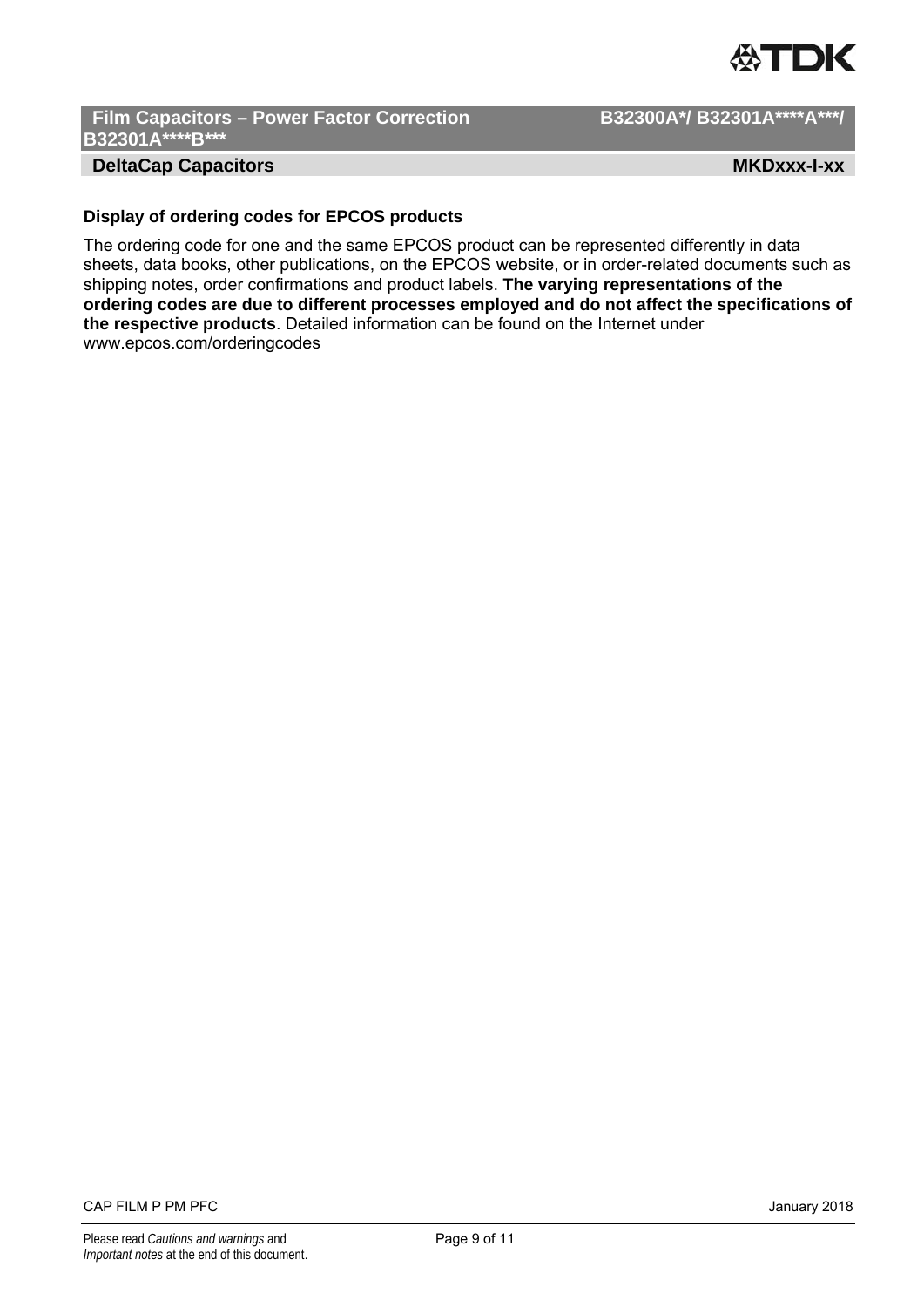### Display of ordering codes for EPCOS products

The ordering code for one and the same EPCOS product can be represented differently in data sheets, data books, other publications, on the EPCOS website, or in order-related documents such as shipping notes, order confirmations and product labels. **The varying representations of the ordering codes are due to different processes employed and do not affect the specifications of the respective products**. Detailed information can be found on the Internet under www.epcos.com/orderingcodes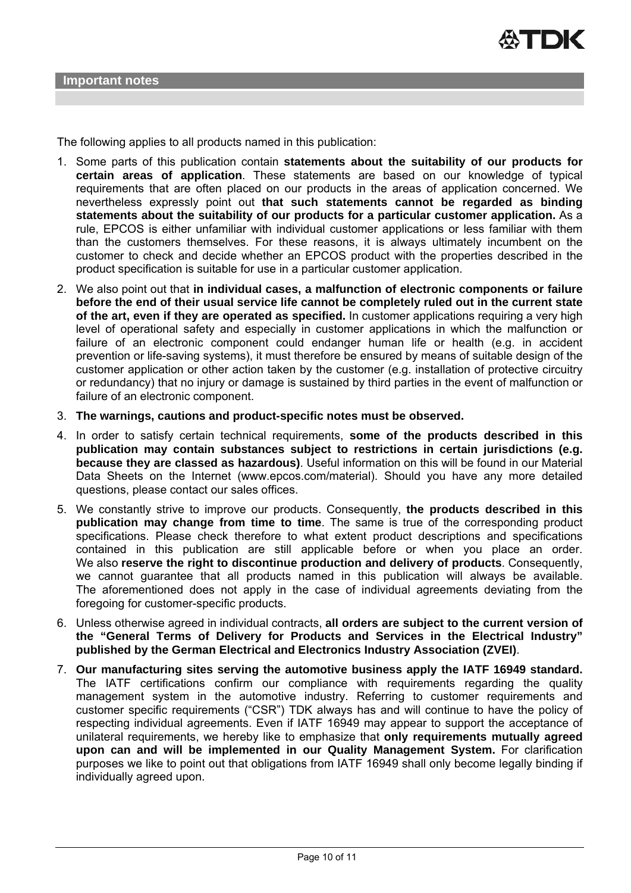## Important notes

The following applies to all products named in this publication:

1. Some parts of this publication contain **statements about the suitability of our products for certain areas of application**. These statements are based on our knowledge of typical requirements that are often placed on our products in the areas of application concerned. We nevertheless expressly point out **that such statements cannot be regarded as binding statements about the suitability of our products for a particular customer application.** As a rule, EPCOS is either unfamiliar with individual customer applications or less familiar with them than the customers themselves. For these reasons, it is always ultimately incumbent on the customer to check and decide whether an EPCOS product with the properties described in the product specification is suitable for use in a particular customer application.
2. We also point out that **in individual cases, a malfunction of electronic components or failure before the end of their usual service life cannot be completely ruled out in the current state of the art, even if they are operated as specified.** In customer applications requiring a very high level of operational safety and especially in customer applications in which the malfunction or failure of an electronic component could endanger human life or health (e.g. in accident prevention or life-saving systems), it must therefore be ensured by means of suitable design of the customer application or other action taken by the customer (e.g. installation of protective circuitry or redundancy) that no injury or damage is sustained by third parties in the event of malfunction or failure of an electronic component.
3. **The warnings, cautions and product-specific notes must be observed.**
4. In order to satisfy certain technical requirements, **some of the products described in this publication may contain substances subject to restrictions in certain jurisdictions (e.g. because they are classed as hazardous)**. Useful information on this will be found in our Material Data Sheets on the Internet (www.epcos.com/material). Should you have any more detailed questions, please contact our sales offices.
5. We constantly strive to improve our products. Consequently, **the products described in this publication may change from time to time**. The same is true of the corresponding product specifications. Please check therefore to what extent product descriptions and specifications contained in this publication are still applicable before or when you place an order. We also **reserve the right to discontinue production and delivery of products**. Consequently, we cannot guarantee that all products named in this publication will always be available. The aforementioned does not apply in the case of individual agreements deviating from the foregoing for customer-specific products.
6. Unless otherwise agreed in individual contracts, **all orders are subject to the current version of the "General Terms of Delivery for Products and Services in the Electrical Industry" published by the German Electrical and Electronics Industry Association (ZVEI)**.
7. **Our manufacturing sites serving the automotive business apply the IATF 16949 standard.** The IATF certifications confirm our compliance with requirements regarding the quality management system in the automotive industry. Referring to customer requirements and customer specific requirements ("CSR") TDK always has and will continue to have the policy of respecting individual agreements. Even if IATF 16949 may appear to support the acceptance of unilateral requirements, we hereby like to emphasize that **only requirements mutually agreed upon can and will be implemented in our Quality Management System.** For clarification purposes we like to point out that obligations from IATF 16949 shall only become legally binding if individually agreed upon.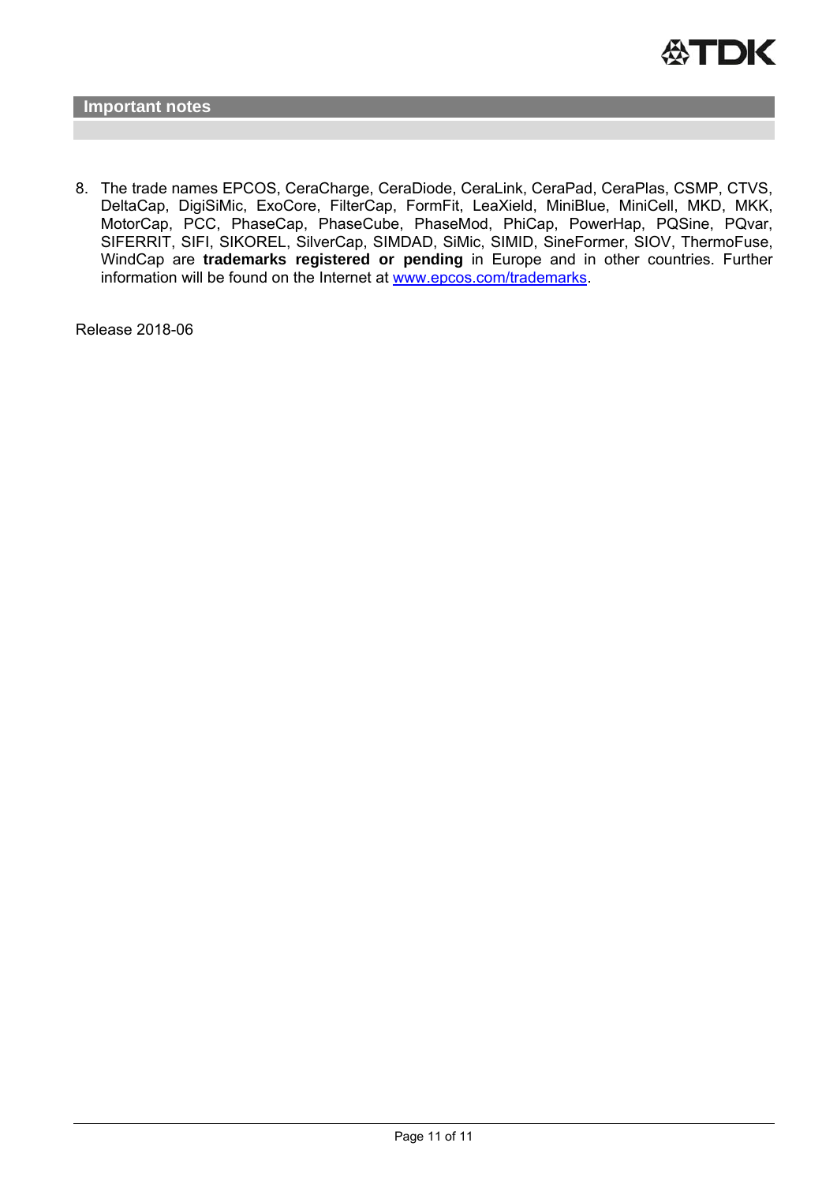## Important notes

8. The trade names EPCOS, CeraCharge, CeraDiode, CeraLink, CeraPad, CeraPlas, CSMP, CTVS, DeltaCap, DigiSiMic, ExoCore, FilterCap, FormFit, LeaXield, MiniBlue, MiniCell, MKD, MKK, MotorCap, PCC, PhaseCap, PhaseCube, PhaseMod, PhiCap, PowerHap, PQSine, PQvar, SIFERRIT, SIFI, SIKOREL, SilverCap, SIMDAD, SiMic, SIMID, SineFormer, SIOV, ThermoFuse, WindCap are **trademarks registered or pending** in Europe and in other countries. Further information will be found on the Internet at www.epcos.com/trademarks.

Release 2018-06